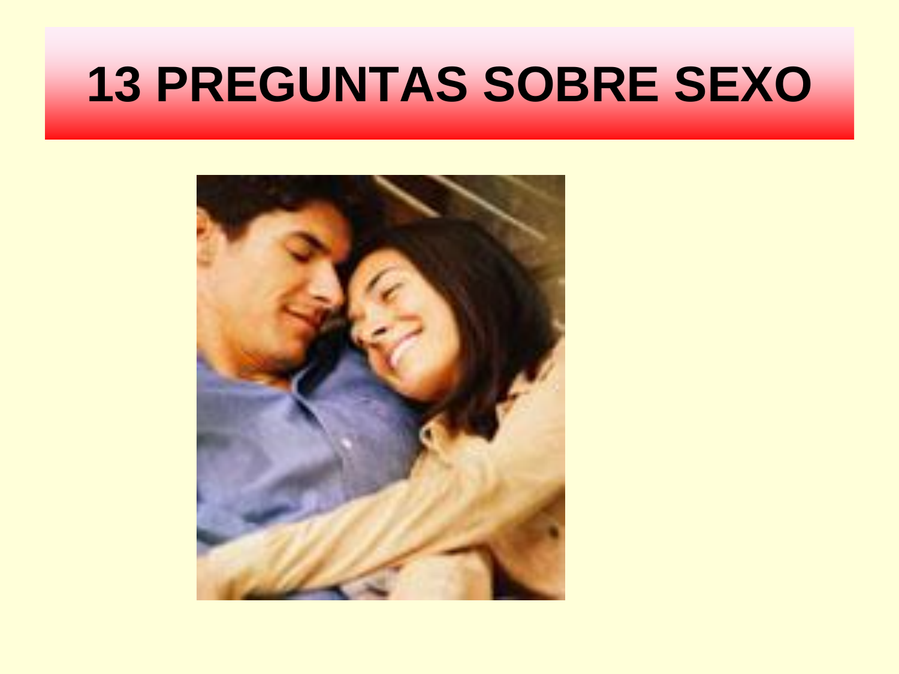# 13 PREGUNTAS SOBRE SEXO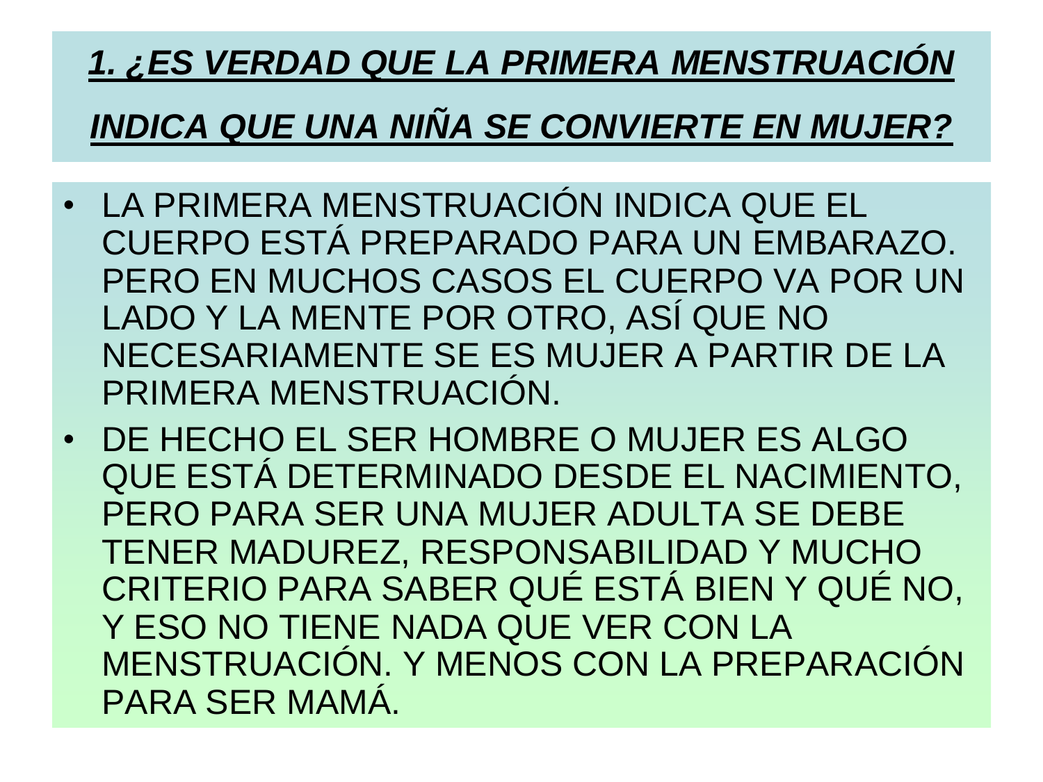## ***1. ¿ES VERDAD QUE LA PRIMERA MENSTRUACIÓN INDICA QUE UNA NIÑA SE CONVIERTE EN MUJER?***

- LA PRIMERA MENSTRUACIÓN INDICA QUE EL CUERPO ESTÁ PREPARADO PARA UN EMBARAZO. PERO EN MUCHOS CASOS EL CUERPO VA POR UN LADO Y LA MENTE POR OTRO, ASÍ QUE NO NECESARIAMENTE SE ES MUJER A PARTIR DE LA PRIMERA MENSTRUACIÓN.
- DE HECHO EL SER HOMBRE O MUJER ES ALGO QUE ESTÁ DETERMINADO DESDE EL NACIMIENTO, PERO PARA SER UNA MUJER ADULTA SE DEBE TENER MADUREZ, RESPONSABILIDAD Y MUCHO CRITERIO PARA SABER QUÉ ESTÁ BIEN Y QUÉ NO, Y ESO NO TIENE NADA QUE VER CON LA MENSTRUACIÓN. Y MENOS CON LA PREPARACIÓN PARA SER MAMÁ.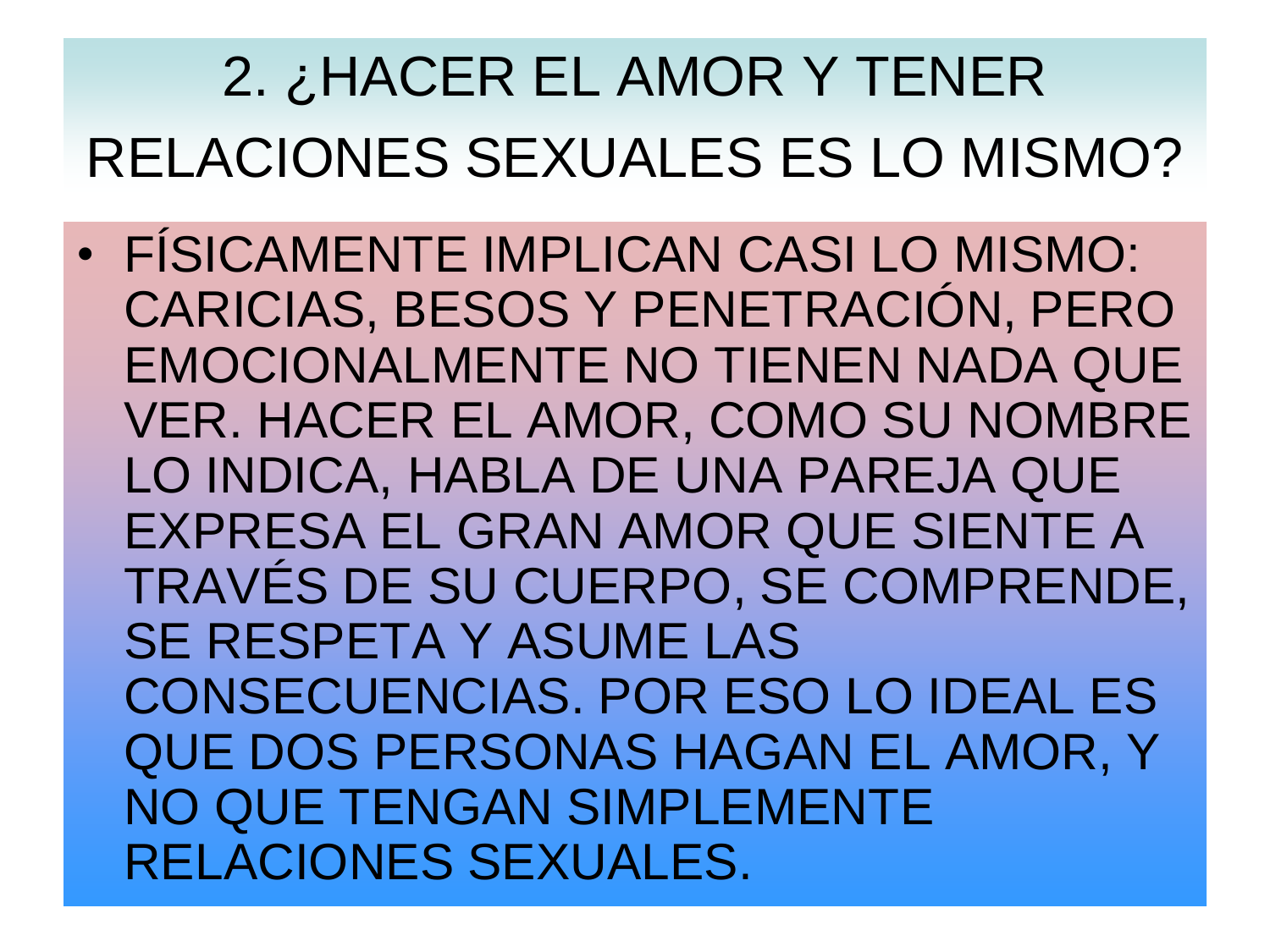# 2. ¿HACER EL AMOR Y TENER RELACIONES SEXUALES ES LO MISMO?

- FÍSICAMENTE IMPLICAN CASI LO MISMO: CARICIAS, BESOS Y PENETRACIÓN, PERO EMOCIONALMENTE NO TIENEN NADA QUE VER. HACER EL AMOR, COMO SU NOMBRE LO INDICA, HABLA DE UNA PAREJA QUE EXPRESA EL GRAN AMOR QUE SIENTE A TRAVÉS DE SU CUERPO, SE COMPRENDE, SE RESPETA Y ASUME LAS CONSECUENCIAS. POR ESO LO IDEAL ES QUE DOS PERSONAS HAGAN EL AMOR, Y NO QUE TENGAN SIMPLEMENTE RELACIONES SEXUALES.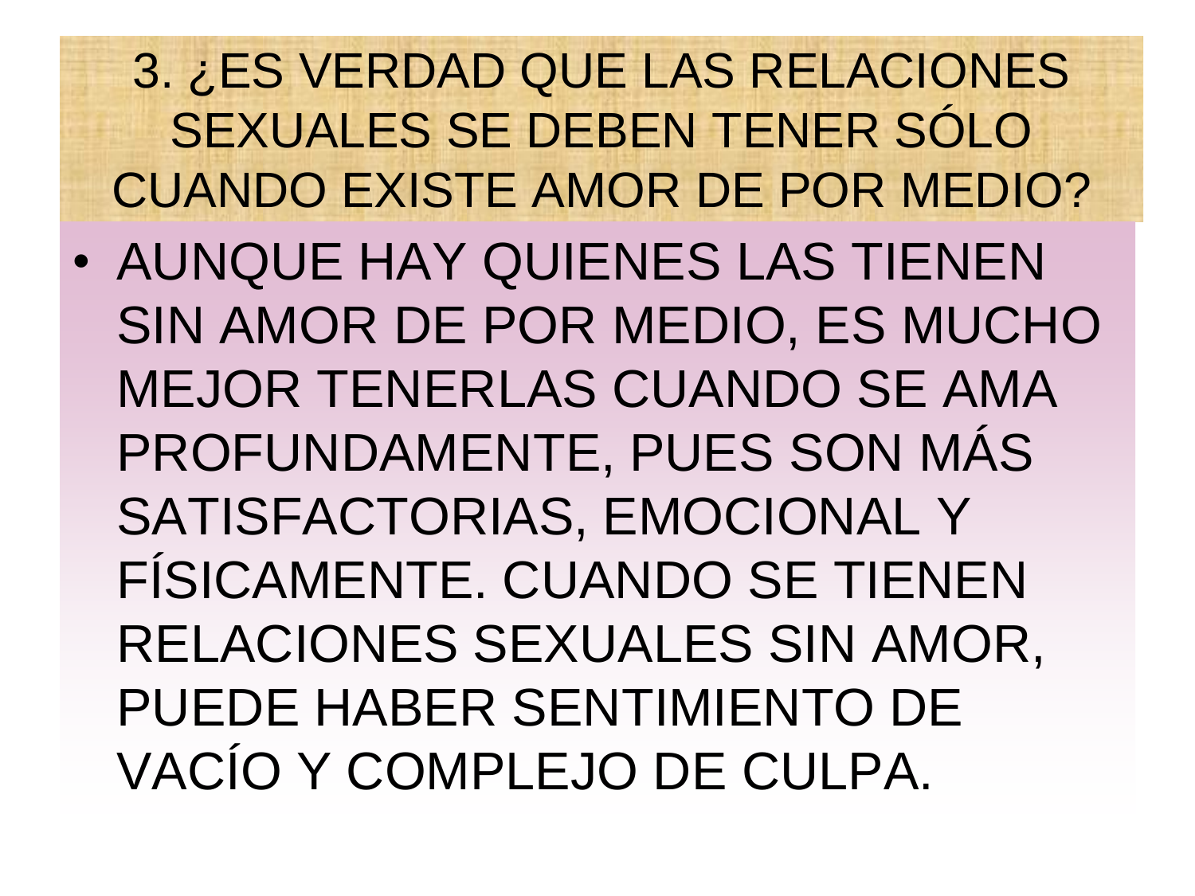# 3. ¿ES VERDAD QUE LAS RELACIONES SEXUALES SE DEBEN TENER SÓLO CUANDO EXISTE AMOR DE POR MEDIO?

- AUNQUE HAY QUIENES LAS TIENEN SIN AMOR DE POR MEDIO, ES MUCHO MEJOR TENERLAS CUANDO SE AMA PROFUNDAMENTE, PUES SON MÁS SATISFACTORIAS, EMOCIONAL Y FÍSICAMENTE. CUANDO SE TIENEN RELACIONES SEXUALES SIN AMOR, PUEDE HABER SENTIMIENTO DE VACÍO Y COMPLEJO DE CULPA.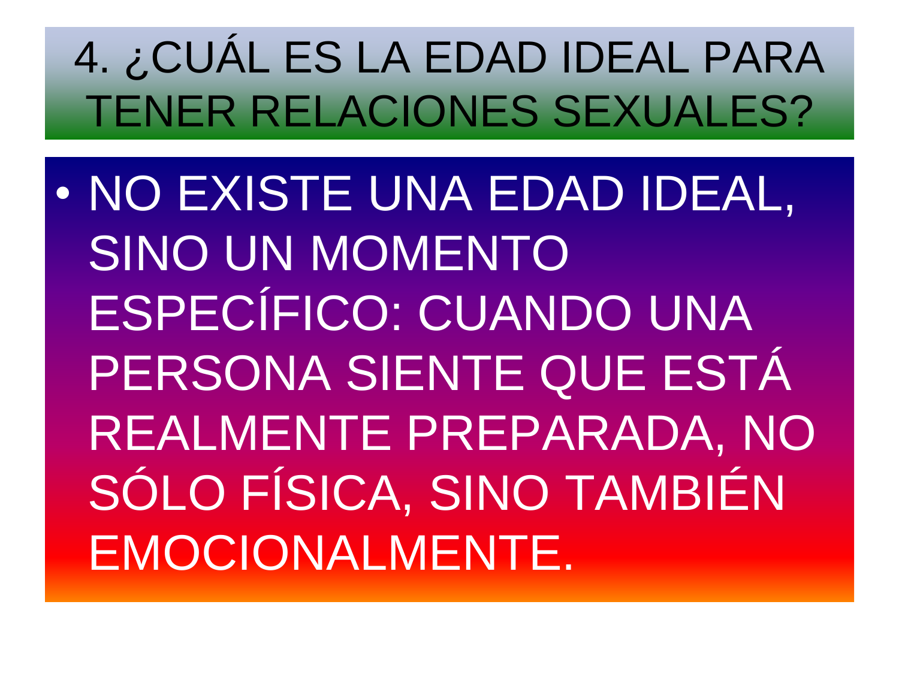# 4. ¿CUÁL ES LA EDAD IDEAL PARA TENER RELACIONES SEXUALES?

- NO EXISTE UNA EDAD IDEAL, SINO UN MOMENTO ESPECÍFICO: CUANDO UNA PERSONA SIENTE QUE ESTÁ REALMENTE PREPARADA, NO SÓLO FÍSICA, SINO TAMBIÉN EMOCIONALMENTE.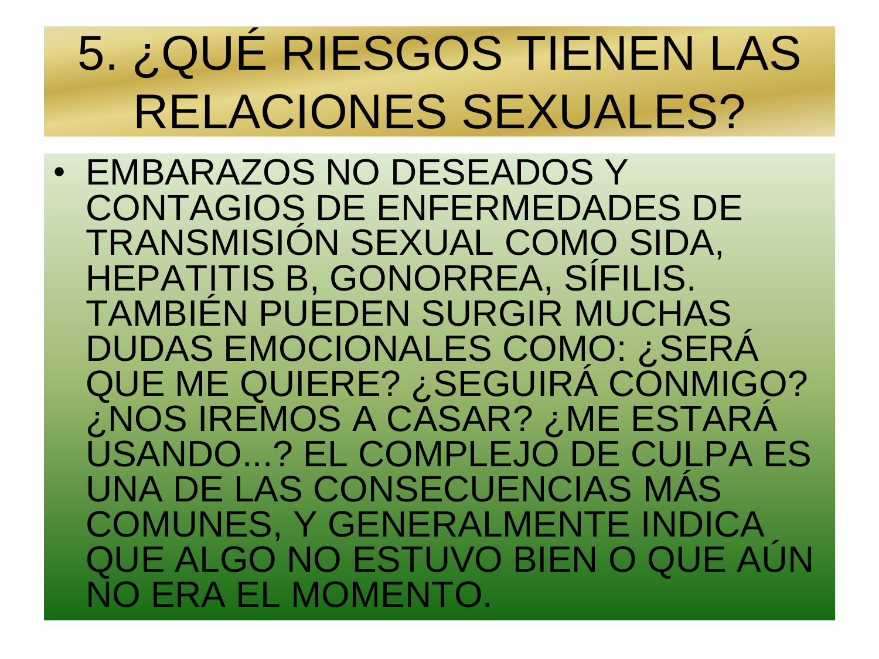# 5. ¿QUÉ RIESGOS TIENEN LAS RELACIONES SEXUALES?

- EMBARAZOS NO DESEADOS Y CONTAGIOS DE ENFERMEDADES DE TRANSMISIÓN SEXUAL COMO SIDA, HEPATITIS B, GONORREA, SÍFILIS. TAMBIÉN PUEDEN SURGIR MUCHAS DUDAS EMOCIONALES COMO: ¿SERÁ QUE ME QUIERE? ¿SEGUIRÁ CONMIGO? ¿NOS IREMOS A CASAR? ¿ME ESTARÁ USANDO...? EL COMPLEJO DE CULPA ES UNA DE LAS CONSECUENCIAS MÁS COMUNES, Y GENERALMENTE INDICA QUE ALGO NO ESTUVO BIEN O QUE AÚN NO ERA EL MOMENTO.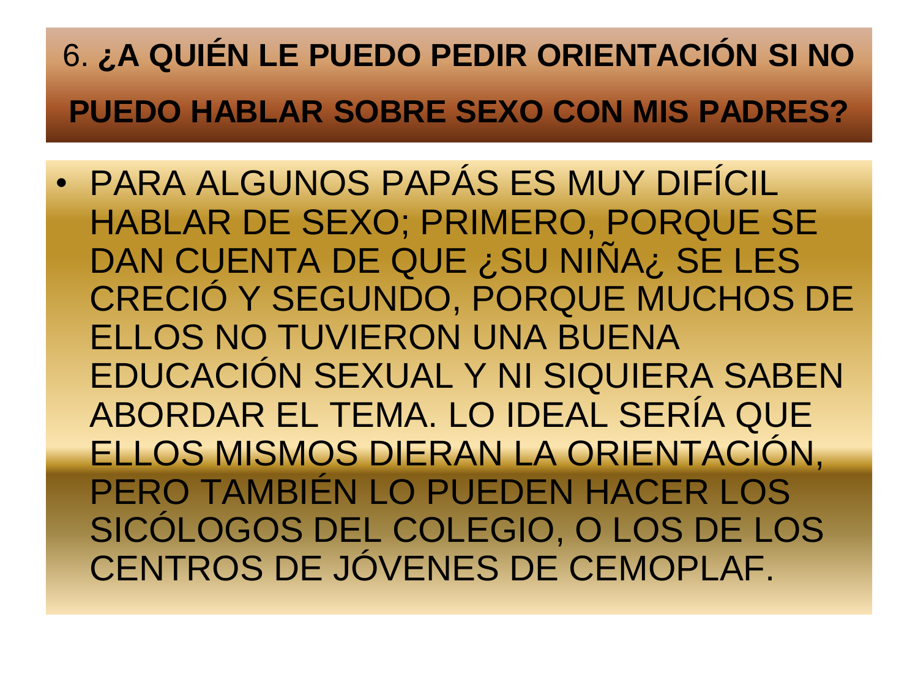## 6. **¿A QUIÉN LE PUEDO PEDIR ORIENTACIÓN SI NO PUEDO HABLAR SOBRE SEXO CON MIS PADRES?**

- PARA ALGUNOS PAPÁS ES MUY DIFÍCIL HABLAR DE SEXO; PRIMERO, PORQUE SE DAN CUENTA DE QUE ¿SU NIÑA¿ SE LES CRECIÓ Y SEGUNDO, PORQUE MUCHOS DE ELLOS NO TUVIERON UNA BUENA EDUCACIÓN SEXUAL Y NI SIQUIERA SABEN ABORDAR EL TEMA. LO IDEAL SERÍA QUE ELLOS MISMOS DIERAN LA ORIENTACIÓN, PERO TAMBIÉN LO PUEDEN HACER LOS SICÓLOGOS DEL COLEGIO, O LOS DE LOS CENTROS DE JÓVENES DE CEMOPLAF.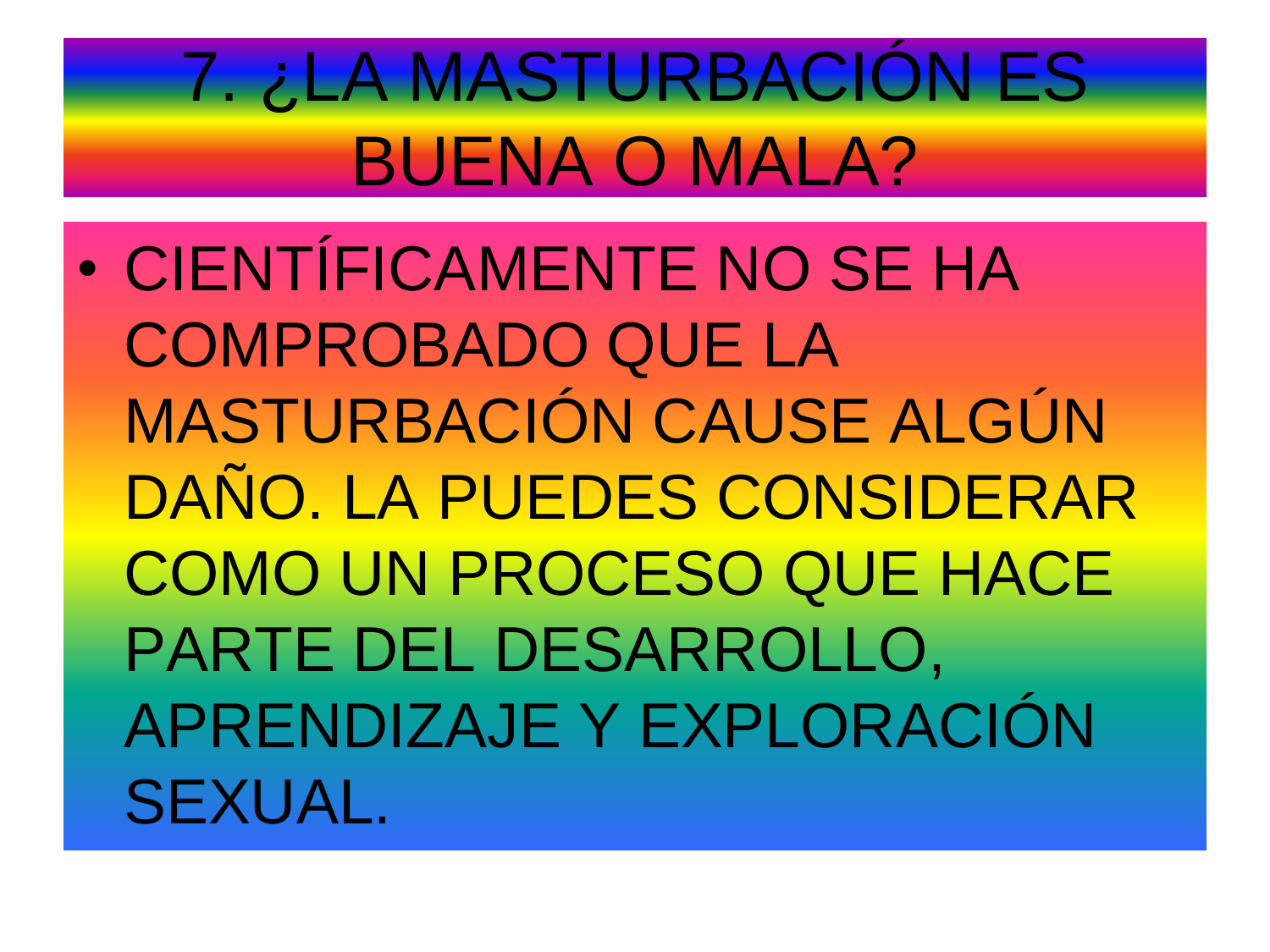# 7. ¿LA MASTURBACIÓN ES BUENA O MALA?

- CIENTÍFICAMENTE NO SE HA COMPROBADO QUE LA MASTURBACIÓN CAUSE ALGÚN DAÑO. LA PUEDES CONSIDERAR COMO UN PROCESO QUE HACE PARTE DEL DESARROLLO, APRENDIZAJE Y EXPLORACIÓN SEXUAL.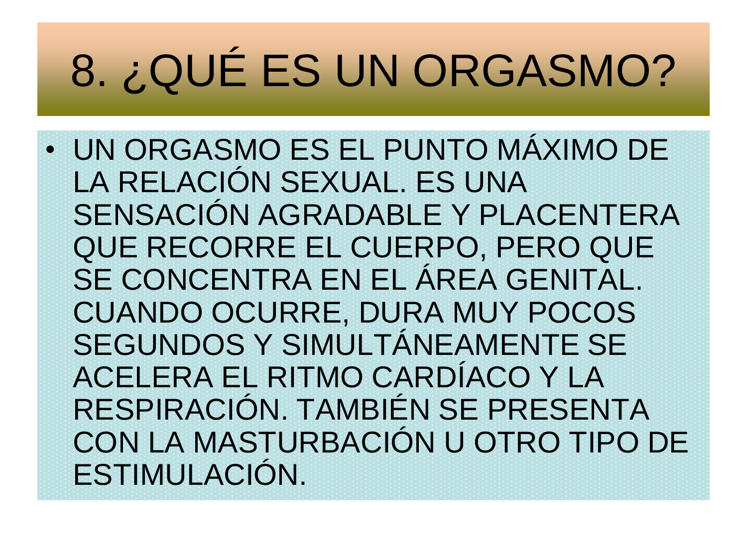# 8. ¿QUÉ ES UN ORGASMO?

- UN ORGASMO ES EL PUNTO MÁXIMO DE LA RELACIÓN SEXUAL. ES UNA SENSACIÓN AGRADABLE Y PLACENTERA QUE RECORRE EL CUERPO, PERO QUE SE CONCENTRA EN EL ÁREA GENITAL. CUANDO OCURRE, DURA MUY POCOS SEGUNDOS Y SIMULTÁNEAMENTE SE ACELERA EL RITMO CARDÍACO Y LA RESPIRACIÓN. TAMBIÉN SE PRESENTA CON LA MASTURBACIÓN U OTRO TIPO DE ESTIMULACIÓN.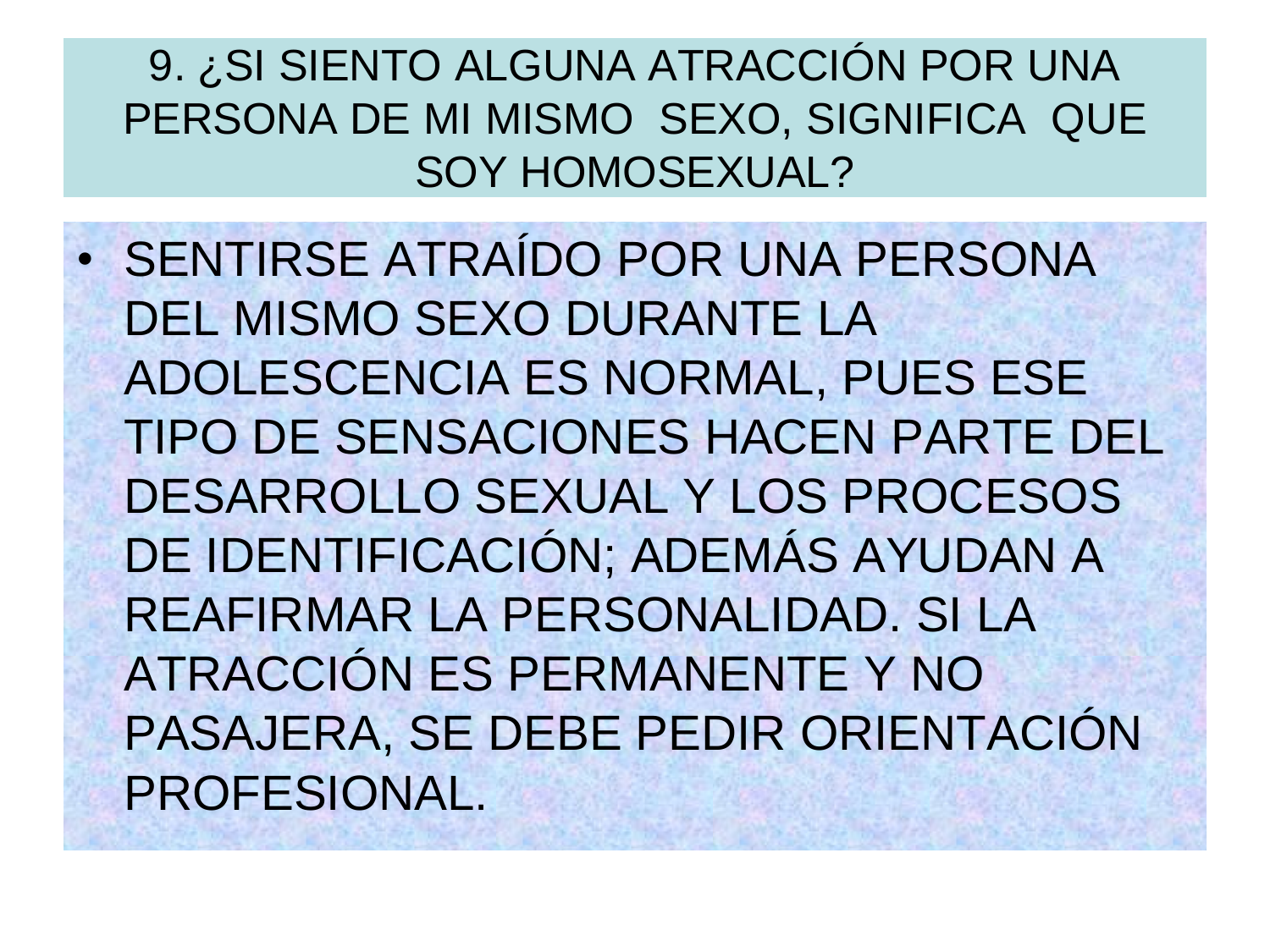## 9. ¿SI SIENTO ALGUNA ATRACCIÓN POR UNA PERSONA DE MI MISMO SEXO, SIGNIFICA QUE SOY HOMOSEXUAL?

- SENTIRSE ATRAÍDO POR UNA PERSONA DEL MISMO SEXO DURANTE LA ADOLESCENCIA ES NORMAL, PUES ESE TIPO DE SENSACIONES HACEN PARTE DEL DESARROLLO SEXUAL Y LOS PROCESOS DE IDENTIFICACIÓN; ADEMÁS AYUDAN A REAFIRMAR LA PERSONALIDAD. SI LA ATRACCIÓN ES PERMANENTE Y NO PASAJERA, SE DEBE PEDIR ORIENTACIÓN PROFESIONAL.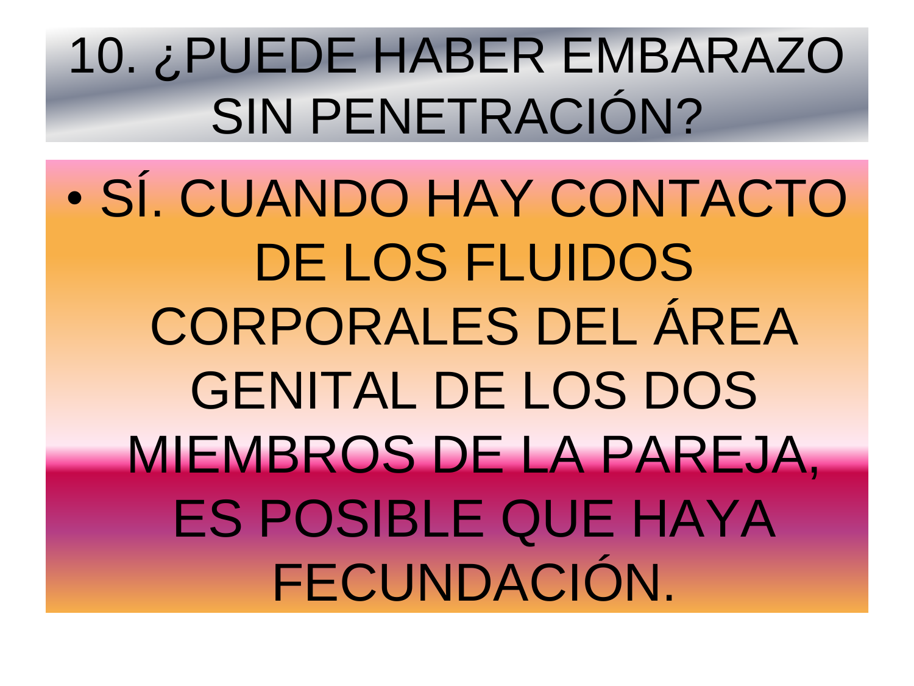# 10. ¿PUEDE HABER EMBARAZO SIN PENETRACIÓN?

- SÍ. CUANDO HAY CONTACTO DE LOS FLUIDOS CORPORALES DEL ÁREA GENITAL DE LOS DOS MIEMBROS DE LA PAREJA, ES POSIBLE QUE HAYA FECUNDACIÓN.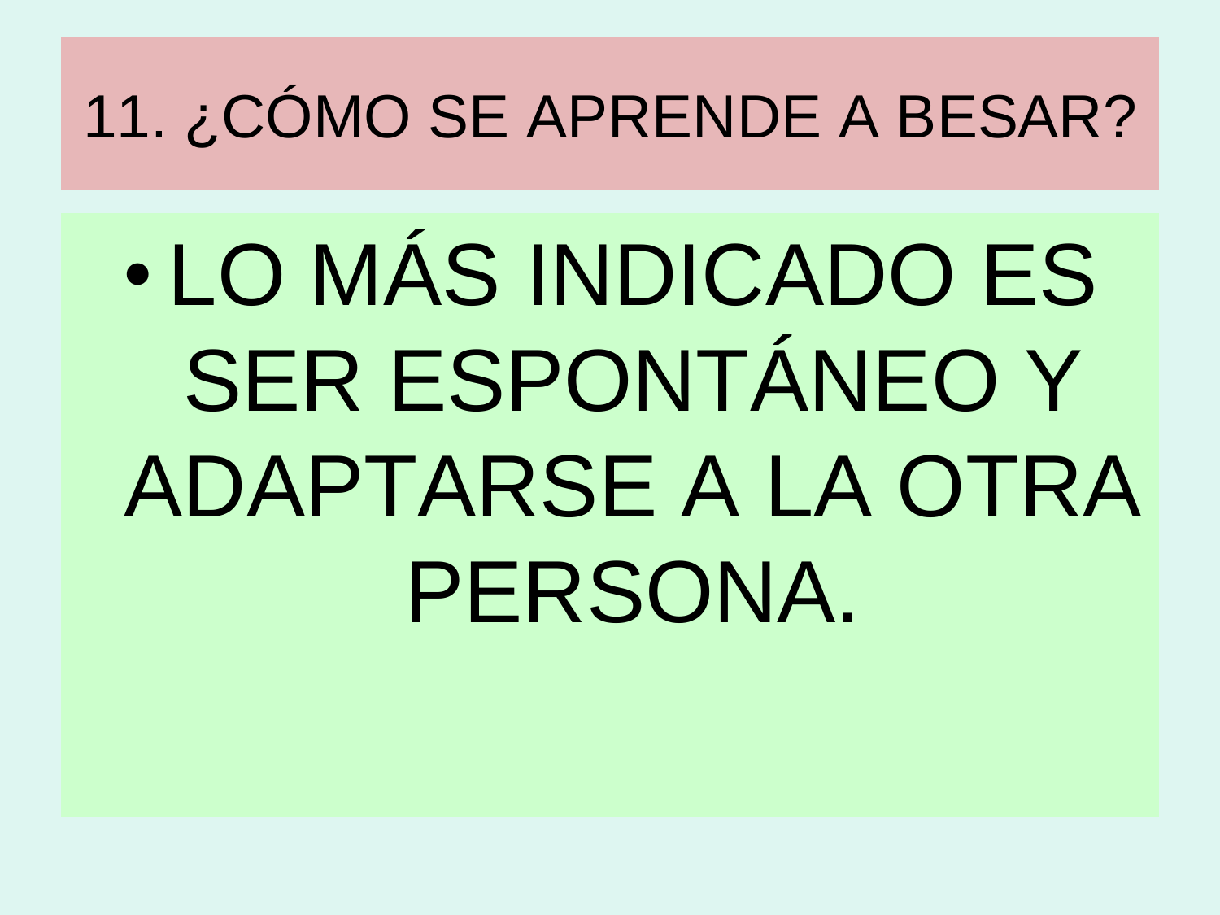# 11. ¿CÓMO SE APRENDE A BESAR?

- LO MÁS INDICADO ES SER ESPONTÁNEO Y ADAPTARSE A LA OTRA PERSONA.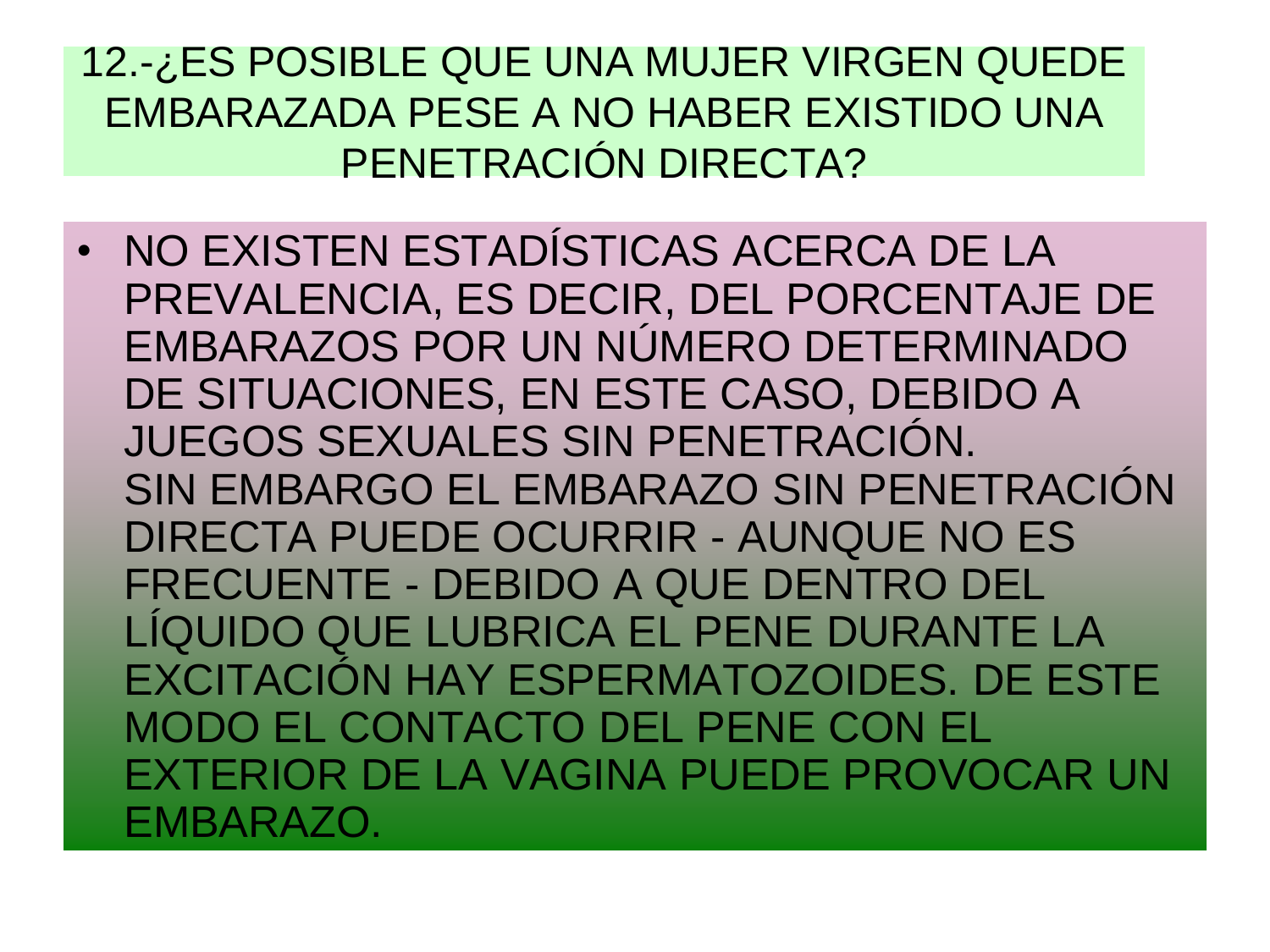## 12.-¿ES POSIBLE QUE UNA MUJER VIRGEN QUEDE EMBARAZADA PESE A NO HABER EXISTIDO UNA PENETRACIÓN DIRECTA?

- NO EXISTEN ESTADÍSTICAS ACERCA DE LA PREVALENCIA, ES DECIR, DEL PORCENTAJE DE EMBARAZOS POR UN NÚMERO DETERMINADO DE SITUACIONES, EN ESTE CASO, DEBIDO A JUEGOS SEXUALES SIN PENETRACIÓN. SIN EMBARGO EL EMBARAZO SIN PENETRACIÓN DIRECTA PUEDE OCURRIR - AUNQUE NO ES FRECUENTE - DEBIDO A QUE DENTRO DEL LÍQUIDO QUE LUBRICA EL PENE DURANTE LA EXCITACIÓN HAY ESPERMATOZOIDES. DE ESTE MODO EL CONTACTO DEL PENE CON EL EXTERIOR DE LA VAGINA PUEDE PROVOCAR UN EMBARAZO.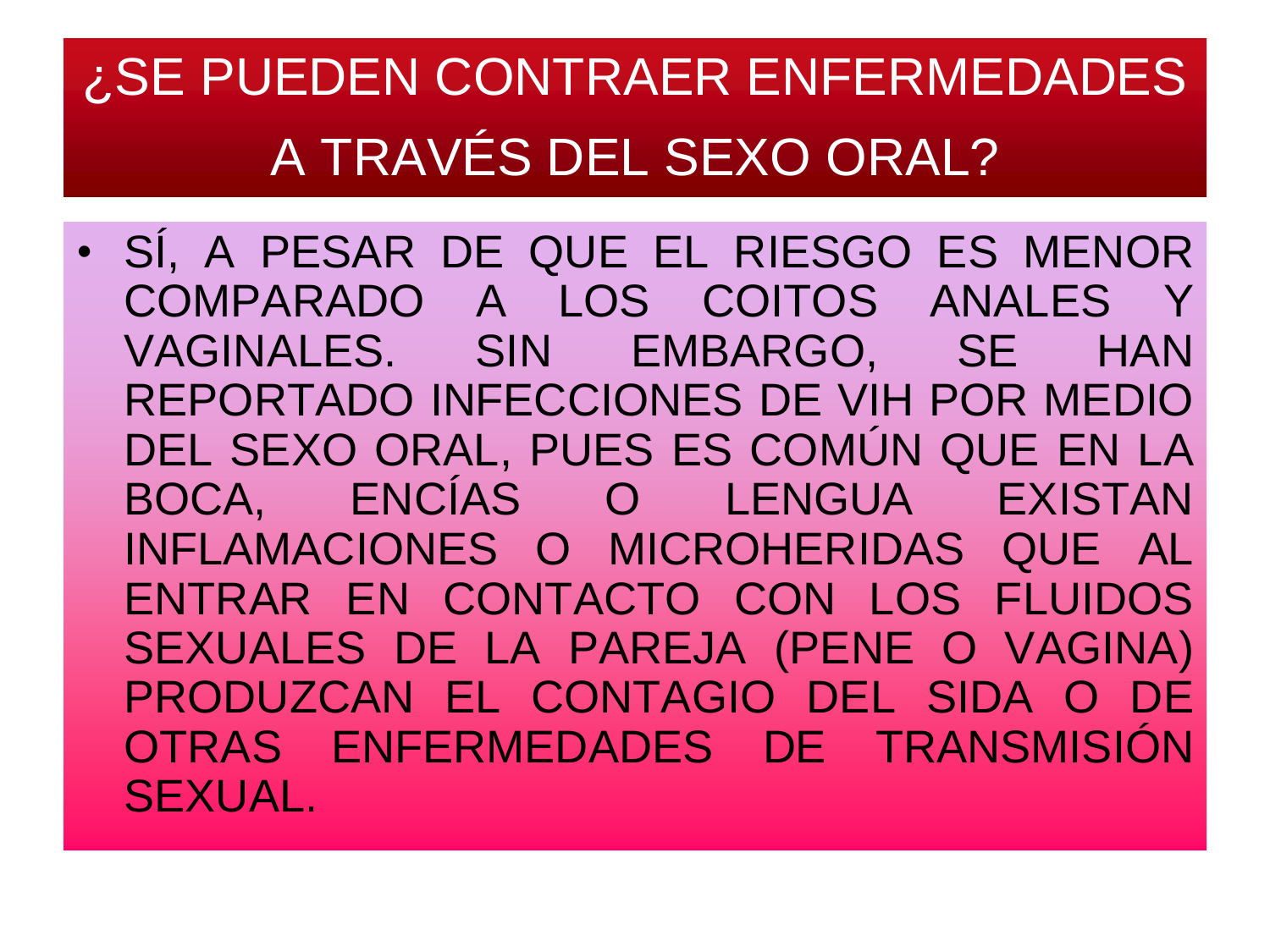# ¿SE PUEDEN CONTRAER ENFERMEDADES A TRAVÉS DEL SEXO ORAL?

- SÍ, A PESAR DE QUE EL RIESGO ES MENOR COMPARADO A LOS COITOS ANALES Y VAGINALES. SIN EMBARGO, SE HAN REPORTADO INFECCIONES DE VIH POR MEDIO DEL SEXO ORAL, PUES ES COMÚN QUE EN LA BOCA, ENCÍAS O LENGUA EXISTAN INFLAMACIONES O MICROHERIDAS QUE AL ENTRAR EN CONTACTO CON LOS FLUIDOS SEXUALES DE LA PAREJA (PENE O VAGINA) PRODUZCAN EL CONTAGIO DEL SIDA O DE OTRAS ENFERMEDADES DE TRANSMISIÓN SEXUAL.